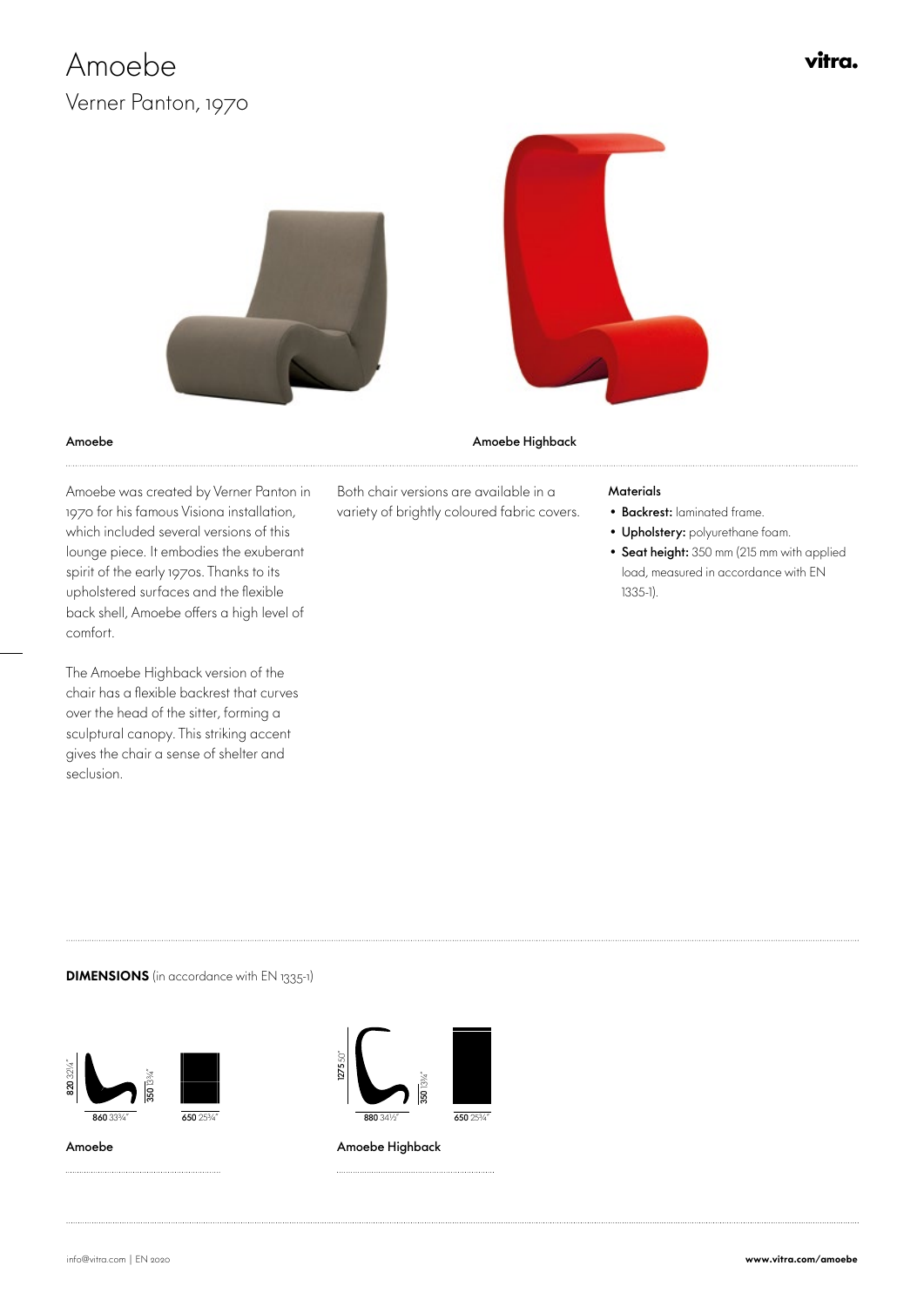# Amoebe

## Verner Panton, 1970

vitra.

**Amoebe**

**Amoebe Highback**

Amoebe was created by Verner Panton in 1970 for his famous Visiona installation, which included several versions of this lounge piece. It embodies the exuberant spirit of the early 1970s. Thanks to its upholstered surfaces and the flexible back shell, Amoebe offers a high level of comfort.

The Amoebe Highback version of the chair has a flexible backrest that curves over the head of the sitter, forming a sculptural canopy. This striking accent gives the chair a sense of shelter and seclusion.

Both chair versions are available in a variety of brightly coloured fabric covers.

**Materials**

- **Backrest:** laminated frame.
- **Upholstery:** polyurethane foam.
- **Seat height:** 350 mm (215 mm with applied load, measured in accordance with EN 1335-1).

**DIMENSIONS** (in accordance with EN 1335-1)

**820** 32¼" | **350** 13¾" | **860** 33¾" | **650** 25¾"

**Amoebe**

**1275** 50" | **350** 13¾" | **880** 34½" | **650** 25¾"

**Amoebe Highback**

info@vitra.com | EN 2020

**www.vitra.com/amoebe**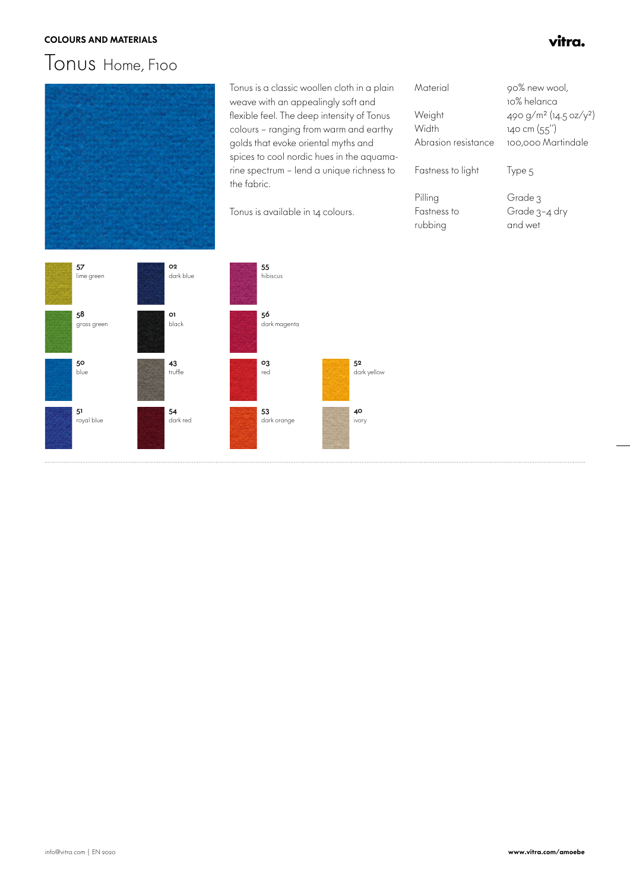**COLOURS AND MATERIALS**

# Tonus Home, F100

Tonus is a classic woollen cloth in a plain weave with an appealingly soft and flexible feel. The deep intensity of Tonus colours – ranging from warm and earthy golds that evoke oriental myths and spices to cool nordic hues in the aquamarine spectrum – lend a unique richness to the fabric.

Tonus is available in 14 colours.

| | |
|---|---|
| Material | 90% new wool, 10% helanca |
| Weight | 490 g/m² (14.5 oz/y²) |
| Width | 140 cm (55″) |
| Abrasion resistance | 100,000 Martindale |
| Fastness to light | Type 5 |
| Pilling | Grade 3 |
| Fastness to rubbing | Grade 3–4 dry and wet |

**57** lime green

**58** grass green

**50** blue

**51** royal blue

**02** dark blue

**01** black

**43** truffle

**54** dark red

**55** hibiscus

**56** dark magenta

**03** red

**53** dark orange

**52** dark yellow

**40** ivory

info@vitra.com | EN 2020

**www.vitra.com/amoebe**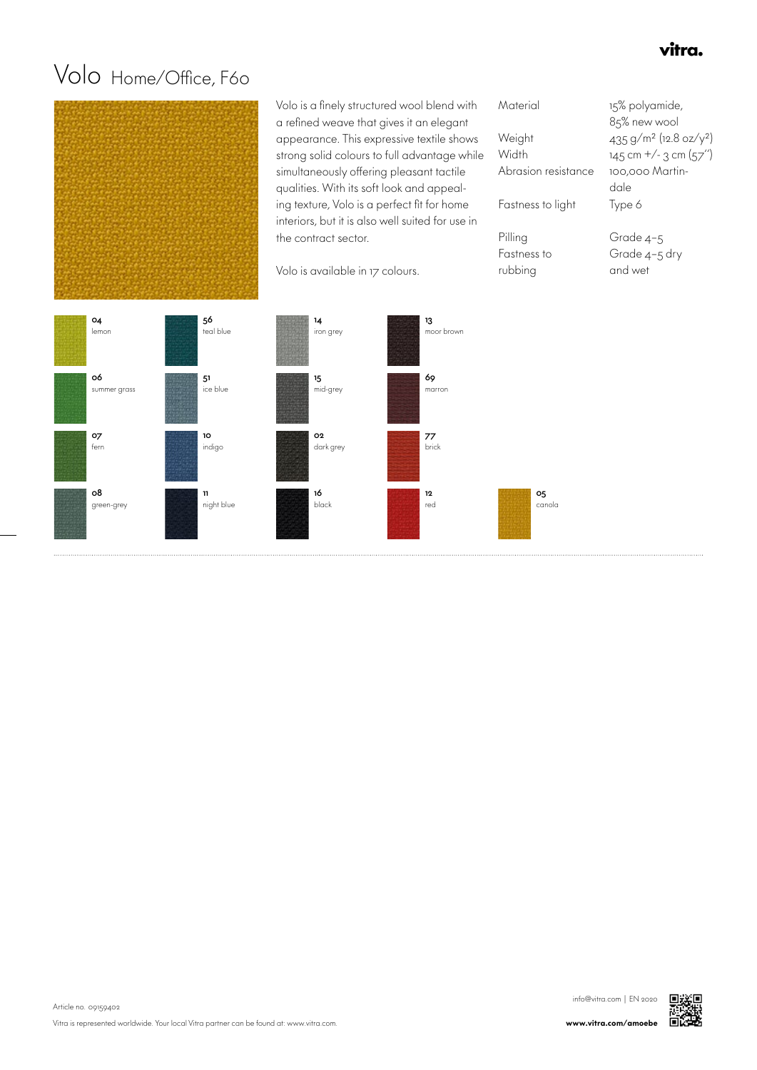# Volo Home/Office, F60

Volo is a finely structured wool blend with a refined weave that gives it an elegant appearance. This expressive textile shows strong solid colours to full advantage while simultaneously offering pleasant tactile qualities. With its soft look and appealing texture, Volo is a perfect fit for home interiors, but it is also well suited for use in the contract sector.

Volo is available in 17 colours.

| | |
|---|---|
| Material | 15% polyamide, 85% new wool |
| Weight | 435 g/m² (12.8 oz/y²) |
| Width | 145 cm +/- 3 cm (57'') |
| Abrasion resistance | 100,000 Martindale |
| Fastness to light | Type 6 |
| Pilling | Grade 4–5 |
| Fastness to rubbing | Grade 4–5 dry and wet |

04 lemon

06 summer grass

07 fern

08 green-grey

56 teal blue

51 ice blue

10 indigo

11 night blue

14 iron grey

15 mid-grey

02 dark grey

16 black

13 moor brown

69 marron

77 brick

12 red

05 canola

Article no. 09159402

Vitra is represented worldwide. Your local Vitra partner can be found at: www.vitra.com.

info@vitra.com | EN 2020

**www.vitra.com/amoebe**